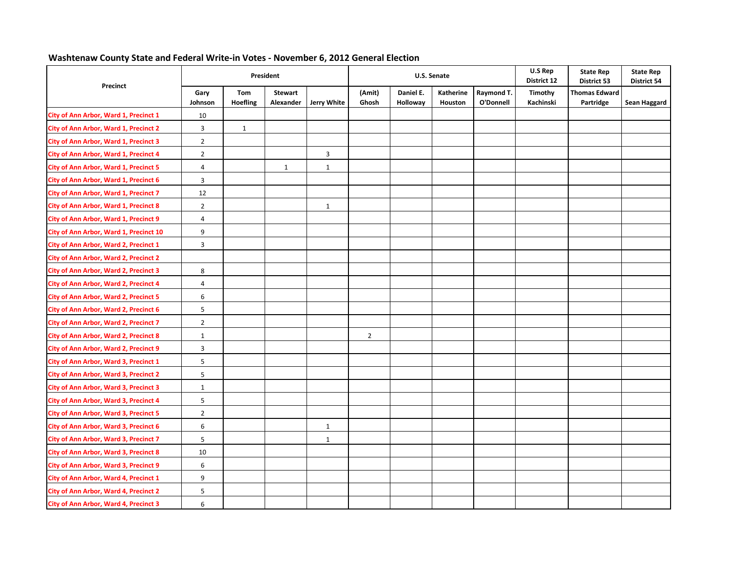## Washtenaw County State and Federal Write-in Votes - November 6, 2012 General Election

| Precinct | President | | | | U.S. Senate | | | | U.S Rep District 12 | State Rep District 53 | State Rep District 54 |
|---|---|---|---|---|---|---|---|---|---|---|---|
| | Gary Johnson | Tom Hoefling | Stewart Alexander | Jerry White | (Amit) Ghosh | Daniel E. Holloway | Katherine Houston | Raymond T. O'Donnell | Timothy Kachinski | Thomas Edward Partridge | Sean Haggard |
| City of Ann Arbor, Ward 1, Precinct 1 | 10 | | | | | | | | | | |
| City of Ann Arbor, Ward 1, Precinct 2 | 3 | 1 | | | | | | | | | |
| City of Ann Arbor, Ward 1, Precinct 3 | 2 | | | | | | | | | | |
| City of Ann Arbor, Ward 1, Precinct 4 | 2 | | | 3 | | | | | | | |
| City of Ann Arbor, Ward 1, Precinct 5 | 4 | | 1 | 1 | | | | | | | |
| City of Ann Arbor, Ward 1, Precinct 6 | 3 | | | | | | | | | | |
| City of Ann Arbor, Ward 1, Precinct 7 | 12 | | | | | | | | | | |
| City of Ann Arbor, Ward 1, Precinct 8 | 2 | | | 1 | | | | | | | |
| City of Ann Arbor, Ward 1, Precinct 9 | 4 | | | | | | | | | | |
| City of Ann Arbor, Ward 1, Precinct 10 | 9 | | | | | | | | | | |
| City of Ann Arbor, Ward 2, Precinct 1 | 3 | | | | | | | | | | |
| City of Ann Arbor, Ward 2, Precinct 2 | | | | | | | | | | | |
| City of Ann Arbor, Ward 2, Precinct 3 | 8 | | | | | | | | | | |
| City of Ann Arbor, Ward 2, Precinct 4 | 4 | | | | | | | | | | |
| City of Ann Arbor, Ward 2, Precinct 5 | 6 | | | | | | | | | | |
| City of Ann Arbor, Ward 2, Precinct 6 | 5 | | | | | | | | | | |
| City of Ann Arbor, Ward 2, Precinct 7 | 2 | | | | | | | | | | |
| City of Ann Arbor, Ward 2, Precinct 8 | 1 | | | | 2 | | | | | | |
| City of Ann Arbor, Ward 2, Precinct 9 | 3 | | | | | | | | | | |
| City of Ann Arbor, Ward 3, Precinct 1 | 5 | | | | | | | | | | |
| City of Ann Arbor, Ward 3, Precinct 2 | 5 | | | | | | | | | | |
| City of Ann Arbor, Ward 3, Precinct 3 | 1 | | | | | | | | | | |
| City of Ann Arbor, Ward 3, Precinct 4 | 5 | | | | | | | | | | |
| City of Ann Arbor, Ward 3, Precinct 5 | 2 | | | | | | | | | | |
| City of Ann Arbor, Ward 3, Precinct 6 | 6 | | | 1 | | | | | | | |
| City of Ann Arbor, Ward 3, Precinct 7 | 5 | | | 1 | | | | | | | |
| City of Ann Arbor, Ward 3, Precinct 8 | 10 | | | | | | | | | | |
| City of Ann Arbor, Ward 3, Precinct 9 | 6 | | | | | | | | | | |
| City of Ann Arbor, Ward 4, Precinct 1 | 9 | | | | | | | | | | |
| City of Ann Arbor, Ward 4, Precinct 2 | 5 | | | | | | | | | | |
| City of Ann Arbor, Ward 4, Precinct 3 | 6 | | | | | | | | | | |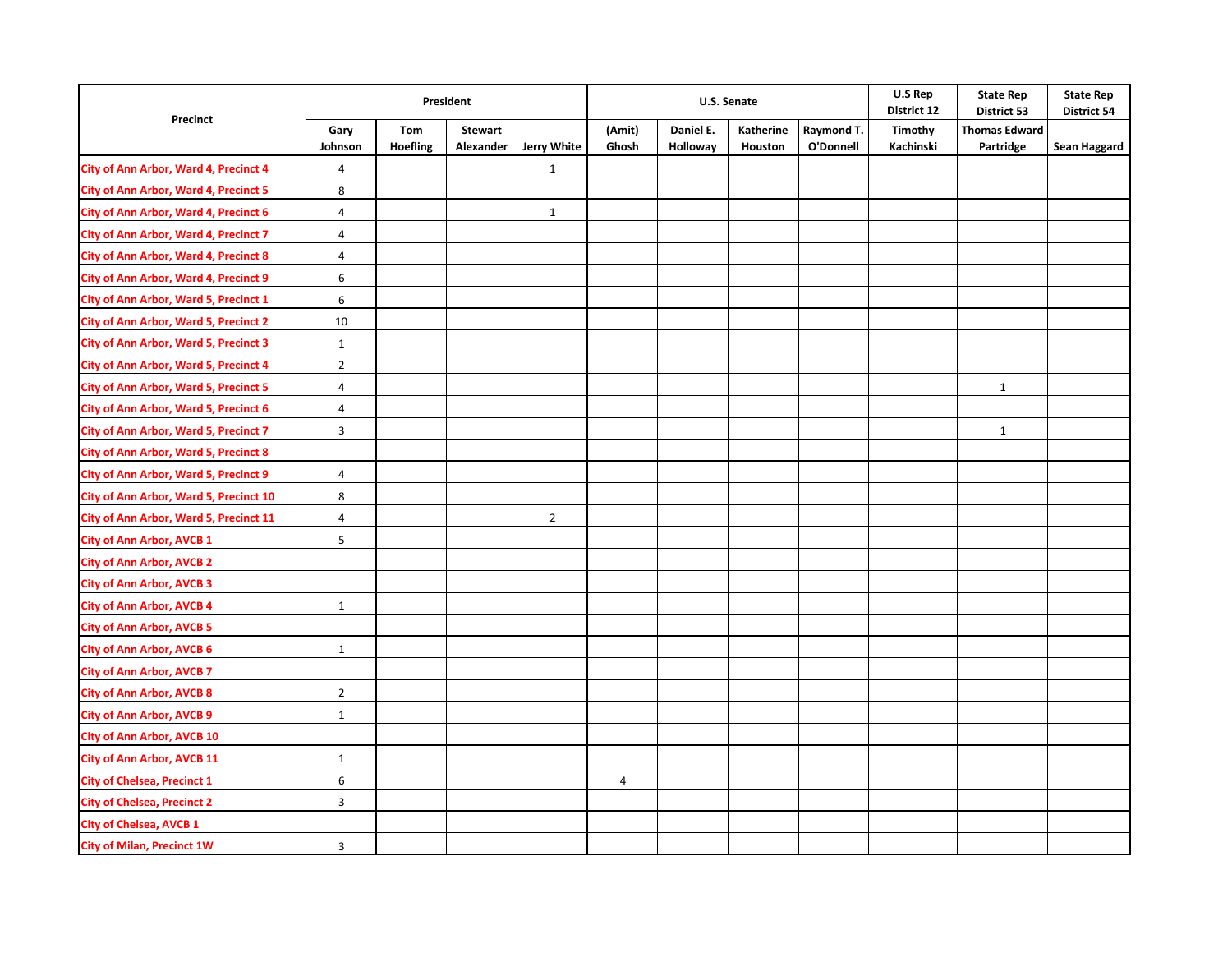| Precinct | President | | | | U.S. Senate | | | | U.S Rep District 12 | State Rep District 53 | State Rep District 54 |
|---|---|---|---|---|---|---|---|---|---|---|---|
| | Gary Johnson | Tom Hoefling | Stewart Alexander | Jerry White | (Amit) Ghosh | Daniel E. Holloway | Katherine Houston | Raymond T. O'Donnell | Timothy Kachinski | Thomas Edward Partridge | Sean Haggard |
| City of Ann Arbor, Ward 4, Precinct 4 | 4 | | | 1 | | | | | | | |
| City of Ann Arbor, Ward 4, Precinct 5 | 8 | | | | | | | | | | |
| City of Ann Arbor, Ward 4, Precinct 6 | 4 | | | 1 | | | | | | | |
| City of Ann Arbor, Ward 4, Precinct 7 | 4 | | | | | | | | | | |
| City of Ann Arbor, Ward 4, Precinct 8 | 4 | | | | | | | | | | |
| City of Ann Arbor, Ward 4, Precinct 9 | 6 | | | | | | | | | | |
| City of Ann Arbor, Ward 5, Precinct 1 | 6 | | | | | | | | | | |
| City of Ann Arbor, Ward 5, Precinct 2 | 10 | | | | | | | | | | |
| City of Ann Arbor, Ward 5, Precinct 3 | 1 | | | | | | | | | | |
| City of Ann Arbor, Ward 5, Precinct 4 | 2 | | | | | | | | | | |
| City of Ann Arbor, Ward 5, Precinct 5 | 4 | | | | | | | | | 1 | |
| City of Ann Arbor, Ward 5, Precinct 6 | 4 | | | | | | | | | | |
| City of Ann Arbor, Ward 5, Precinct 7 | 3 | | | | | | | | | 1 | |
| City of Ann Arbor, Ward 5, Precinct 8 | | | | | | | | | | | |
| City of Ann Arbor, Ward 5, Precinct 9 | 4 | | | | | | | | | | |
| City of Ann Arbor, Ward 5, Precinct 10 | 8 | | | | | | | | | | |
| City of Ann Arbor, Ward 5, Precinct 11 | 4 | | | 2 | | | | | | | |
| City of Ann Arbor, AVCB 1 | 5 | | | | | | | | | | |
| City of Ann Arbor, AVCB 2 | | | | | | | | | | | |
| City of Ann Arbor, AVCB 3 | | | | | | | | | | | |
| City of Ann Arbor, AVCB 4 | 1 | | | | | | | | | | |
| City of Ann Arbor, AVCB 5 | | | | | | | | | | | |
| City of Ann Arbor, AVCB 6 | 1 | | | | | | | | | | |
| City of Ann Arbor, AVCB 7 | | | | | | | | | | | |
| City of Ann Arbor, AVCB 8 | 2 | | | | | | | | | | |
| City of Ann Arbor, AVCB 9 | 1 | | | | | | | | | | |
| City of Ann Arbor, AVCB 10 | | | | | | | | | | | |
| City of Ann Arbor, AVCB 11 | 1 | | | | | | | | | | |
| City of Chelsea, Precinct 1 | 6 | | | | 4 | | | | | | |
| City of Chelsea, Precinct 2 | 3 | | | | | | | | | | |
| City of Chelsea, AVCB 1 | | | | | | | | | | | |
| City of Milan, Precinct 1W | 3 | | | | | | | | | | |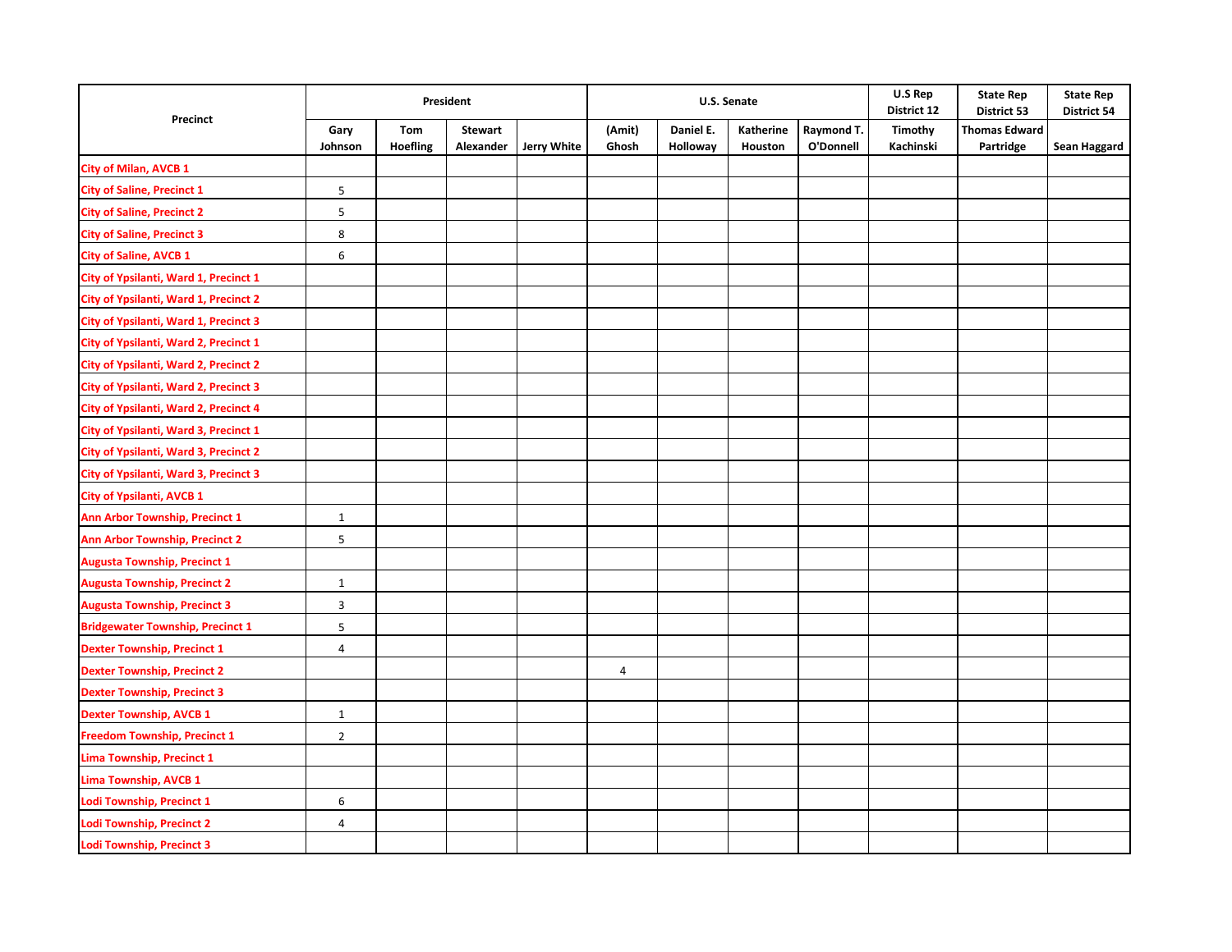| Precinct | President | | | | U.S. Senate | | | | U.S Rep District 12 | State Rep District 53 | State Rep District 54 |
|---|---|---|---|---|---|---|---|---|---|---|---|
| | Gary Johnson | Tom Hoefling | Stewart Alexander | Jerry White | (Amit) Ghosh | Daniel E. Holloway | Katherine Houston | Raymond T. O'Donnell | Timothy Kachinski | Thomas Edward Partridge | Sean Haggard |
| City of Milan, AVCB 1 | | | | | | | | | | | |
| City of Saline, Precinct 1 | 5 | | | | | | | | | | |
| City of Saline, Precinct 2 | 5 | | | | | | | | | | |
| City of Saline, Precinct 3 | 8 | | | | | | | | | | |
| City of Saline, AVCB 1 | 6 | | | | | | | | | | |
| City of Ypsilanti, Ward 1, Precinct 1 | | | | | | | | | | | |
| City of Ypsilanti, Ward 1, Precinct 2 | | | | | | | | | | | |
| City of Ypsilanti, Ward 1, Precinct 3 | | | | | | | | | | | |
| City of Ypsilanti, Ward 2, Precinct 1 | | | | | | | | | | | |
| City of Ypsilanti, Ward 2, Precinct 2 | | | | | | | | | | | |
| City of Ypsilanti, Ward 2, Precinct 3 | | | | | | | | | | | |
| City of Ypsilanti, Ward 2, Precinct 4 | | | | | | | | | | | |
| City of Ypsilanti, Ward 3, Precinct 1 | | | | | | | | | | | |
| City of Ypsilanti, Ward 3, Precinct 2 | | | | | | | | | | | |
| City of Ypsilanti, Ward 3, Precinct 3 | | | | | | | | | | | |
| City of Ypsilanti, AVCB 1 | | | | | | | | | | | |
| Ann Arbor Township, Precinct 1 | 1 | | | | | | | | | | |
| Ann Arbor Township, Precinct 2 | 5 | | | | | | | | | | |
| Augusta Township, Precinct 1 | | | | | | | | | | | |
| Augusta Township, Precinct 2 | 1 | | | | | | | | | | |
| Augusta Township, Precinct 3 | 3 | | | | | | | | | | |
| Bridgewater Township, Precinct 1 | 5 | | | | | | | | | | |
| Dexter Township, Precinct 1 | 4 | | | | | | | | | | |
| Dexter Township, Precinct 2 | | | | | 4 | | | | | | |
| Dexter Township, Precinct 3 | | | | | | | | | | | |
| Dexter Township, AVCB 1 | 1 | | | | | | | | | | |
| Freedom Township, Precinct 1 | 2 | | | | | | | | | | |
| Lima Township, Precinct 1 | | | | | | | | | | | |
| Lima Township, AVCB 1 | | | | | | | | | | | |
| Lodi Township, Precinct 1 | 6 | | | | | | | | | | |
| Lodi Township, Precinct 2 | 4 | | | | | | | | | | |
| Lodi Township, Precinct 3 | | | | | | | | | | | |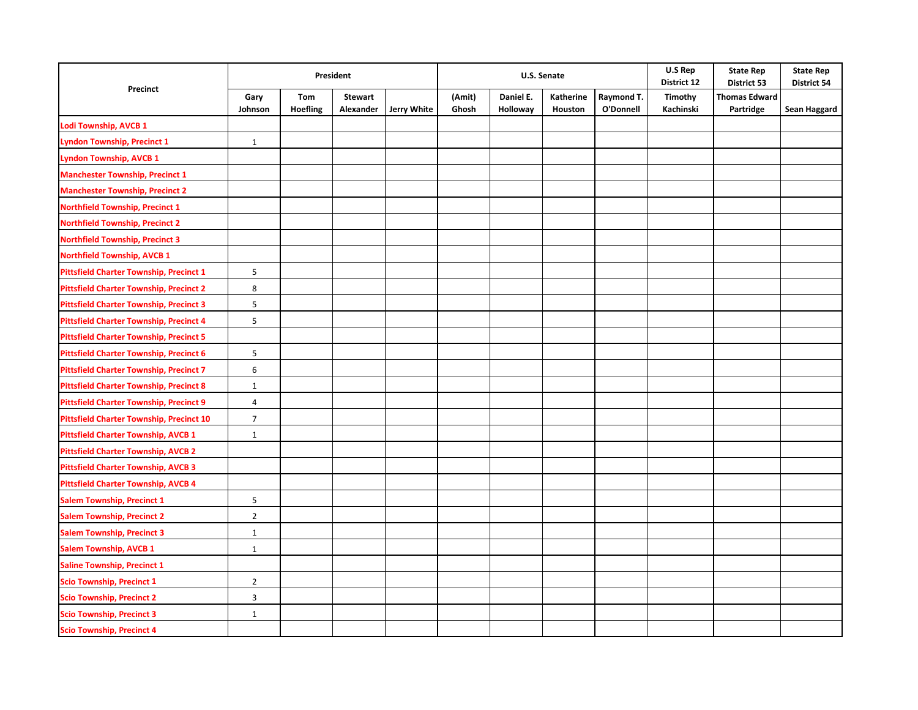| Precinct | President | | | | U.S. Senate | | | | U.S Rep District 12 | State Rep District 53 | State Rep District 54 |
|---|---|---|---|---|---|---|---|---|---|---|---|
| | Gary Johnson | Tom Hoefling | Stewart Alexander | Jerry White | (Amit) Ghosh | Daniel E. Holloway | Katherine Houston | Raymond T. O'Donnell | Timothy Kachinski | Thomas Edward Partridge | Sean Haggard |
| Lodi Township, AVCB 1 | | | | | | | | | | | |
| Lyndon Township, Precinct 1 | 1 | | | | | | | | | | |
| Lyndon Township, AVCB 1 | | | | | | | | | | | |
| Manchester Township, Precinct 1 | | | | | | | | | | | |
| Manchester Township, Precinct 2 | | | | | | | | | | | |
| Northfield Township, Precinct 1 | | | | | | | | | | | |
| Northfield Township, Precinct 2 | | | | | | | | | | | |
| Northfield Township, Precinct 3 | | | | | | | | | | | |
| Northfield Township, AVCB 1 | | | | | | | | | | | |
| Pittsfield Charter Township, Precinct 1 | 5 | | | | | | | | | | |
| Pittsfield Charter Township, Precinct 2 | 8 | | | | | | | | | | |
| Pittsfield Charter Township, Precinct 3 | 5 | | | | | | | | | | |
| Pittsfield Charter Township, Precinct 4 | 5 | | | | | | | | | | |
| Pittsfield Charter Township, Precinct 5 | | | | | | | | | | | |
| Pittsfield Charter Township, Precinct 6 | 5 | | | | | | | | | | |
| Pittsfield Charter Township, Precinct 7 | 6 | | | | | | | | | | |
| Pittsfield Charter Township, Precinct 8 | 1 | | | | | | | | | | |
| Pittsfield Charter Township, Precinct 9 | 4 | | | | | | | | | | |
| Pittsfield Charter Township, Precinct 10 | 7 | | | | | | | | | | |
| Pittsfield Charter Township, AVCB 1 | 1 | | | | | | | | | | |
| Pittsfield Charter Township, AVCB 2 | | | | | | | | | | | |
| Pittsfield Charter Township, AVCB 3 | | | | | | | | | | | |
| Pittsfield Charter Township, AVCB 4 | | | | | | | | | | | |
| Salem Township, Precinct 1 | 5 | | | | | | | | | | |
| Salem Township, Precinct 2 | 2 | | | | | | | | | | |
| Salem Township, Precinct 3 | 1 | | | | | | | | | | |
| Salem Township, AVCB 1 | 1 | | | | | | | | | | |
| Saline Township, Precinct 1 | | | | | | | | | | | |
| Scio Township, Precinct 1 | 2 | | | | | | | | | | |
| Scio Township, Precinct 2 | 3 | | | | | | | | | | |
| Scio Township, Precinct 3 | 1 | | | | | | | | | | |
| Scio Township, Precinct 4 | | | | | | | | | | | |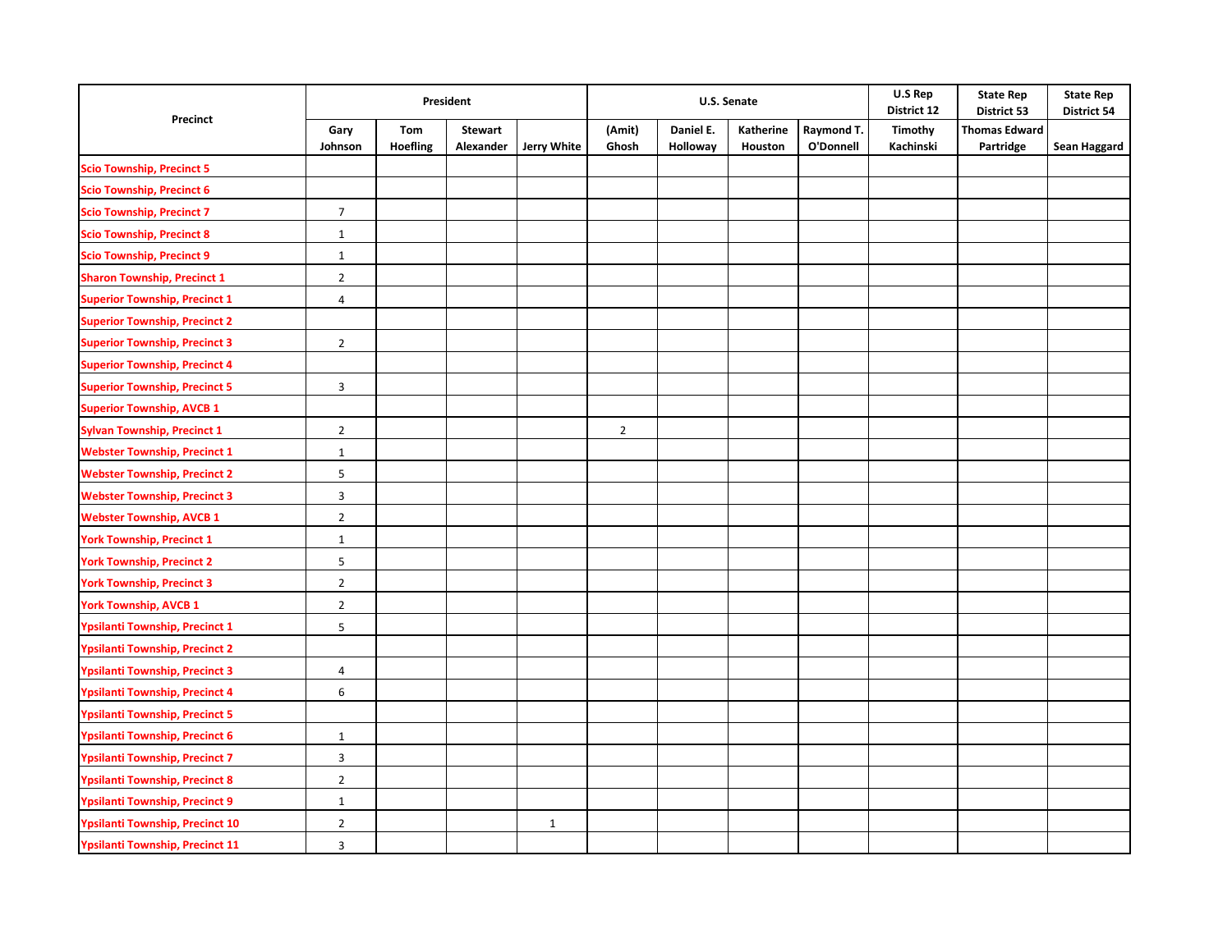| Precinct | President | | | | U.S. Senate | | | | U.S Rep District 12 | State Rep District 53 | State Rep District 54 |
|---|---|---|---|---|---|---|---|---|---|---|---|
| | Gary Johnson | Tom Hoefling | Stewart Alexander | Jerry White | (Amit) Ghosh | Daniel E. Holloway | Katherine Houston | Raymond T. O'Donnell | Timothy Kachinski | Thomas Edward Partridge | Sean Haggard |
| Scio Township, Precinct 5 | | | | | | | | | | | |
| Scio Township, Precinct 6 | | | | | | | | | | | |
| Scio Township, Precinct 7 | 7 | | | | | | | | | | |
| Scio Township, Precinct 8 | 1 | | | | | | | | | | |
| Scio Township, Precinct 9 | 1 | | | | | | | | | | |
| Sharon Township, Precinct 1 | 2 | | | | | | | | | | |
| Superior Township, Precinct 1 | 4 | | | | | | | | | | |
| Superior Township, Precinct 2 | | | | | | | | | | | |
| Superior Township, Precinct 3 | 2 | | | | | | | | | | |
| Superior Township, Precinct 4 | | | | | | | | | | | |
| Superior Township, Precinct 5 | 3 | | | | | | | | | | |
| Superior Township, AVCB 1 | | | | | | | | | | | |
| Sylvan Township, Precinct 1 | 2 | | | | 2 | | | | | | |
| Webster Township, Precinct 1 | 1 | | | | | | | | | | |
| Webster Township, Precinct 2 | 5 | | | | | | | | | | |
| Webster Township, Precinct 3 | 3 | | | | | | | | | | |
| Webster Township, AVCB 1 | 2 | | | | | | | | | | |
| York Township, Precinct 1 | 1 | | | | | | | | | | |
| York Township, Precinct 2 | 5 | | | | | | | | | | |
| York Township, Precinct 3 | 2 | | | | | | | | | | |
| York Township, AVCB 1 | 2 | | | | | | | | | | |
| Ypsilanti Township, Precinct 1 | 5 | | | | | | | | | | |
| Ypsilanti Township, Precinct 2 | | | | | | | | | | | |
| Ypsilanti Township, Precinct 3 | 4 | | | | | | | | | | |
| Ypsilanti Township, Precinct 4 | 6 | | | | | | | | | | |
| Ypsilanti Township, Precinct 5 | | | | | | | | | | | |
| Ypsilanti Township, Precinct 6 | 1 | | | | | | | | | | |
| Ypsilanti Township, Precinct 7 | 3 | | | | | | | | | | |
| Ypsilanti Township, Precinct 8 | 2 | | | | | | | | | | |
| Ypsilanti Township, Precinct 9 | 1 | | | | | | | | | | |
| Ypsilanti Township, Precinct 10 | 2 | | | 1 | | | | | | | |
| Ypsilanti Township, Precinct 11 | 3 | | | | | | | | | | |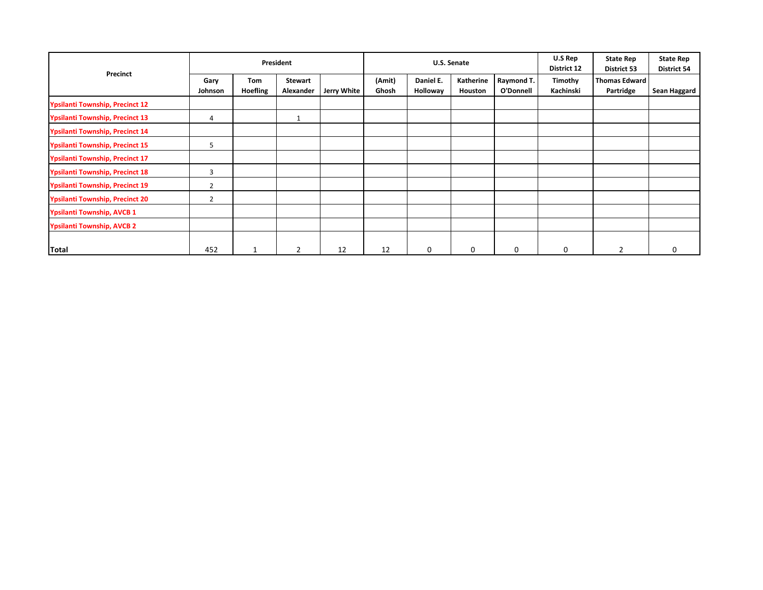| Precinct | President | | | | U.S. Senate | | | | U.S Rep District 12 | State Rep District 53 | State Rep District 54 |
|---|---|---|---|---|---|---|---|---|---|---|---|
| | Gary Johnson | Tom Hoefling | Stewart Alexander | Jerry White | (Amit) Ghosh | Daniel E. Holloway | Katherine Houston | Raymond T. O'Donnell | Timothy Kachinski | Thomas Edward Partridge | Sean Haggard |
| Ypsilanti Township, Precinct 12 | | | | | | | | | | | |
| Ypsilanti Township, Precinct 13 | 4 | | 1 | | | | | | | | |
| Ypsilanti Township, Precinct 14 | | | | | | | | | | | |
| Ypsilanti Township, Precinct 15 | 5 | | | | | | | | | | |
| Ypsilanti Township, Precinct 17 | | | | | | | | | | | |
| Ypsilanti Township, Precinct 18 | 3 | | | | | | | | | | |
| Ypsilanti Township, Precinct 19 | 2 | | | | | | | | | | |
| Ypsilanti Township, Precinct 20 | 2 | | | | | | | | | | |
| Ypsilanti Township, AVCB 1 | | | | | | | | | | | |
| Ypsilanti Township, AVCB 2 | | | | | | | | | | | |
| **Total** | 452 | 1 | 2 | 12 | 12 | 0 | 0 | 0 | 0 | 2 | 0 |